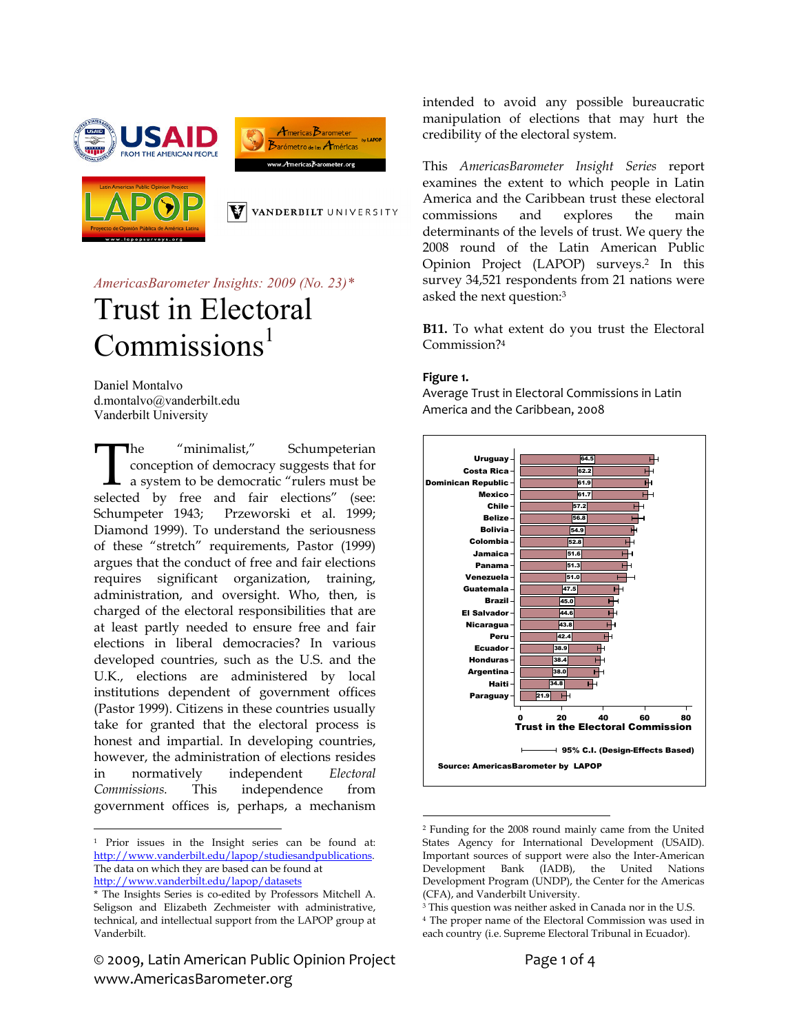*AmericasBarometer Insights: 2009 (No. 23)**

# Trust in Electoral Commissions[1]

Daniel Montalvo
d.montalvo@vanderbilt.edu
Vanderbilt University

The "minimalist," Schumpeterian conception of democracy suggests that for a system to be democratic "rulers must be selected by free and fair elections" (see: Schumpeter 1943; Przeworski et al. 1999; Diamond 1999). To understand the seriousness of these "stretch" requirements, Pastor (1999) argues that the conduct of free and fair elections requires significant organization, training, administration, and oversight. Who, then, is charged of the electoral responsibilities that are at least partly needed to ensure free and fair elections in liberal democracies? In various developed countries, such as the U.S. and the U.K., elections are administered by local institutions dependent of government offices (Pastor 1999). Citizens in these countries usually take for granted that the electoral process is honest and impartial. In developing countries, however, the administration of elections resides in normatively independent *Electoral Commissions*. This independence from government offices is, perhaps, a mechanism intended to avoid any possible bureaucratic manipulation of elections that may hurt the credibility of the electoral system.

This *AmericasBarometer Insight Series* report examines the extent to which people in Latin America and the Caribbean trust these electoral commissions and explores the main determinants of the levels of trust. We query the 2008 round of the Latin American Public Opinion Project (LAPOP) surveys.[2] In this survey 34,521 respondents from 21 nations were asked the next question:[3]

**B11.** To what extent do you trust the Electoral Commission?[4]

**Figure 1.**
Average Trust in Electoral Commissions in Latin America and the Caribbean, 2008

| Country | Trust in the Electoral Commission |
|---|---|
| Uruguay | 64.5 |
| Costa Rica | 62.2 |
| Dominican Republic | 61.9 |
| Mexico | 61.7 |
| Chile | 57.2 |
| Belize | 56.8 |
| Bolivia | 54.9 |
| Colombia | 52.8 |
| Jamaica | 51.6 |
| Panama | 51.3 |
| Venezuela | 51.0 |
| Guatemala | 47.5 |
| Brazil | 45.0 |
| El Salvador | 44.6 |
| Nicaragua | 43.8 |
| Peru | 42.4 |
| Ecuador | 38.9 |
| Honduras | 38.4 |
| Argentina | 38.0 |
| Haiti | 34.8 |
| Paraguay | 21.9 |

95% C.I. (Design-Effects Based)

Source: AmericasBarometer by LAPOP

---

[1] Prior issues in the Insight series can be found at: http://www.vanderbilt.edu/lapop/studiesandpublications. The data on which they are based can be found at http://www.vanderbilt.edu/lapop/datasets

\* The Insights Series is co-edited by Professors Mitchell A. Seligson and Elizabeth Zechmeister with administrative, technical, and intellectual support from the LAPOP group at Vanderbilt.

[2] Funding for the 2008 round mainly came from the United States Agency for International Development (USAID). Important sources of support were also the Inter-American Development Bank (IADB), the United Nations Development Program (UNDP), the Center for the Americas (CFA), and Vanderbilt University.

[3] This question was neither asked in Canada nor in the U.S.

[4] The proper name of the Electoral Commission was used in each country (i.e. Supreme Electoral Tribunal in Ecuador).

© 2009, Latin American Public Opinion Project
www.AmericasBarometer.org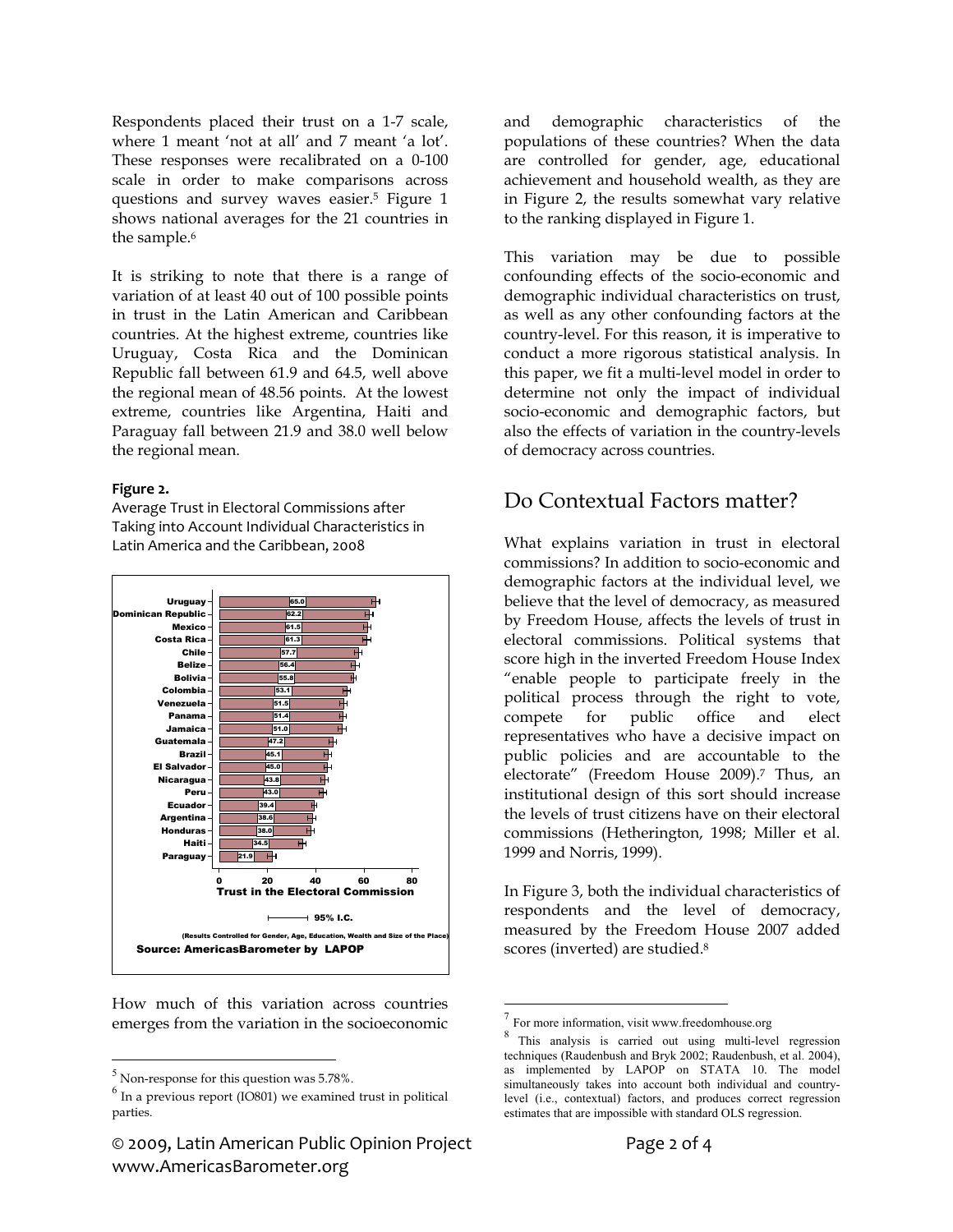Respondents placed their trust on a 1-7 scale, where 1 meant 'not at all' and 7 meant 'a lot'. These responses were recalibrated on a 0-100 scale in order to make comparisons across questions and survey waves easier.[5] Figure 1 shows national averages for the 21 countries in the sample.[6]

It is striking to note that there is a range of variation of at least 40 out of 100 possible points in trust in the Latin American and Caribbean countries. At the highest extreme, countries like Uruguay, Costa Rica and the Dominican Republic fall between 61.9 and 64.5, well above the regional mean of 48.56 points. At the lowest extreme, countries like Argentina, Haiti and Paraguay fall between 21.9 and 38.0 well below the regional mean.

**Figure 2.**

Average Trust in Electoral Commissions after Taking into Account Individual Characteristics in Latin America and the Caribbean, 2008

| Country | Trust in the Electoral Commission |
|---|---|
| Uruguay | 65.0 |
| Dominican Republic | 62.2 |
| Mexico | 61.5 |
| Costa Rica | 61.3 |
| Chile | 57.7 |
| Belize | 56.4 |
| Bolivia | 55.8 |
| Colombia | 53.1 |
| Venezuela | 51.5 |
| Panama | 51.4 |
| Jamaica | 51.0 |
| Guatemala | 47.2 |
| Brazil | 45.1 |
| El Salvador | 45.0 |
| Nicaragua | 43.8 |
| Peru | 43.0 |
| Ecuador | 39.4 |
| Argentina | 38.6 |
| Honduras | 38.0 |
| Haiti | 34.5 |
| Paraguay | 21.9 |

95% I.C.

(Results Controlled for Gender, Age, Education, Wealth and Size of the Place)

Source: AmericasBarometer by LAPOP

How much of this variation across countries emerges from the variation in the socioeconomic and demographic characteristics of the populations of these countries? When the data are controlled for gender, age, educational achievement and household wealth, as they are in Figure 2, the results somewhat vary relative to the ranking displayed in Figure 1.

This variation may be due to possible confounding effects of the socio-economic and demographic individual characteristics on trust, as well as any other confounding factors at the country-level. For this reason, it is imperative to conduct a more rigorous statistical analysis. In this paper, we fit a multi-level model in order to determine not only the impact of individual socio-economic and demographic factors, but also the effects of variation in the country-levels of democracy across countries.

## Do Contextual Factors matter?

What explains variation in trust in electoral commissions? In addition to socio-economic and demographic factors at the individual level, we believe that the level of democracy, as measured by Freedom House, affects the levels of trust in electoral commissions. Political systems that score high in the inverted Freedom House Index "enable people to participate freely in the political process through the right to vote, compete for public office and elect representatives who have a decisive impact on public policies and are accountable to the electorate" (Freedom House 2009).[7] Thus, an institutional design of this sort should increase the levels of trust citizens have on their electoral commissions (Hetherington, 1998; Miller et al. 1999 and Norris, 1999).

In Figure 3, both the individual characteristics of respondents and the level of democracy, measured by the Freedom House 2007 added scores (inverted) are studied.[8]

---

[5] Non-response for this question was 5.78%.

[6] In a previous report (IO801) we examined trust in political parties.

[7] For more information, visit www.freedomhouse.org

[8] This analysis is carried out using multi-level regression techniques (Raudenbush and Bryk 2002; Raudenbush, et al. 2004), as implemented by LAPOP on STATA 10. The model simultaneously takes into account both individual and country-level (i.e., contextual) factors, and produces correct regression estimates that are impossible with standard OLS regression.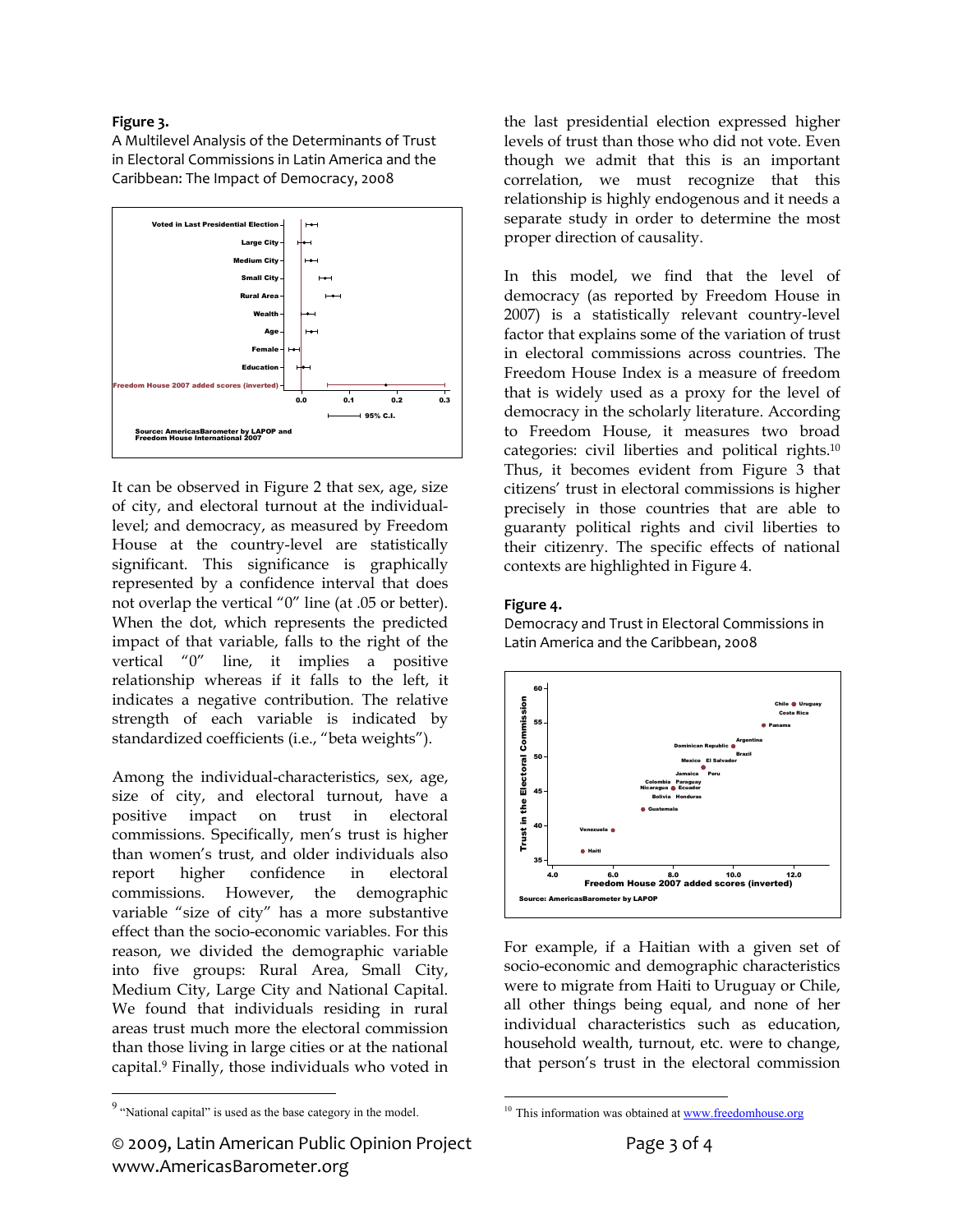**Figure 3.**
A Multilevel Analysis of the Determinants of Trust in Electoral Commissions in Latin America and the Caribbean: The Impact of Democracy, 2008

It can be observed in Figure 2 that sex, age, size of city, and electoral turnout at the individual-level; and democracy, as measured by Freedom House at the country-level are statistically significant. This significance is graphically represented by a confidence interval that does not overlap the vertical "0" line (at .05 or better). When the dot, which represents the predicted impact of that variable, falls to the right of the vertical "0" line, it implies a positive relationship whereas if it falls to the left, it indicates a negative contribution. The relative strength of each variable is indicated by standardized coefficients (i.e., "beta weights").

Among the individual-characteristics, sex, age, size of city, and electoral turnout, have a positive impact on trust in electoral commissions. Specifically, men's trust is higher than women's trust, and older individuals also report higher confidence in electoral commissions. However, the demographic variable "size of city" has a more substantive effect than the socio-economic variables. For this reason, we divided the demographic variable into five groups: Rural Area, Small City, Medium City, Large City and National Capital. We found that individuals residing in rural areas trust much more the electoral commission than those living in large cities or at the national capital.[9] Finally, those individuals who voted in the last presidential election expressed higher levels of trust than those who did not vote. Even though we admit that this is an important correlation, we must recognize that this relationship is highly endogenous and it needs a separate study in order to determine the most proper direction of causality.

In this model, we find that the level of democracy (as reported by Freedom House in 2007) is a statistically relevant country-level factor that explains some of the variation of trust in electoral commissions across countries. The Freedom House Index is a measure of freedom that is widely used as a proxy for the level of democracy in the scholarly literature. According to Freedom House, it measures two broad categories: civil liberties and political rights.[10] Thus, it becomes evident from Figure 3 that citizens' trust in electoral commissions is higher precisely in those countries that are able to guaranty political rights and civil liberties to their citizenry. The specific effects of national contexts are highlighted in Figure 4.

**Figure 4.**
Democracy and Trust in Electoral Commissions in Latin America and the Caribbean, 2008

For example, if a Haitian with a given set of socio-economic and demographic characteristics were to migrate from Haiti to Uruguay or Chile, all other things being equal, and none of her individual characteristics such as education, household wealth, turnout, etc. were to change, that person's trust in the electoral commission

---

[9] "National capital" is used as the base category in the model.

[10] This information was obtained at www.freedomhouse.org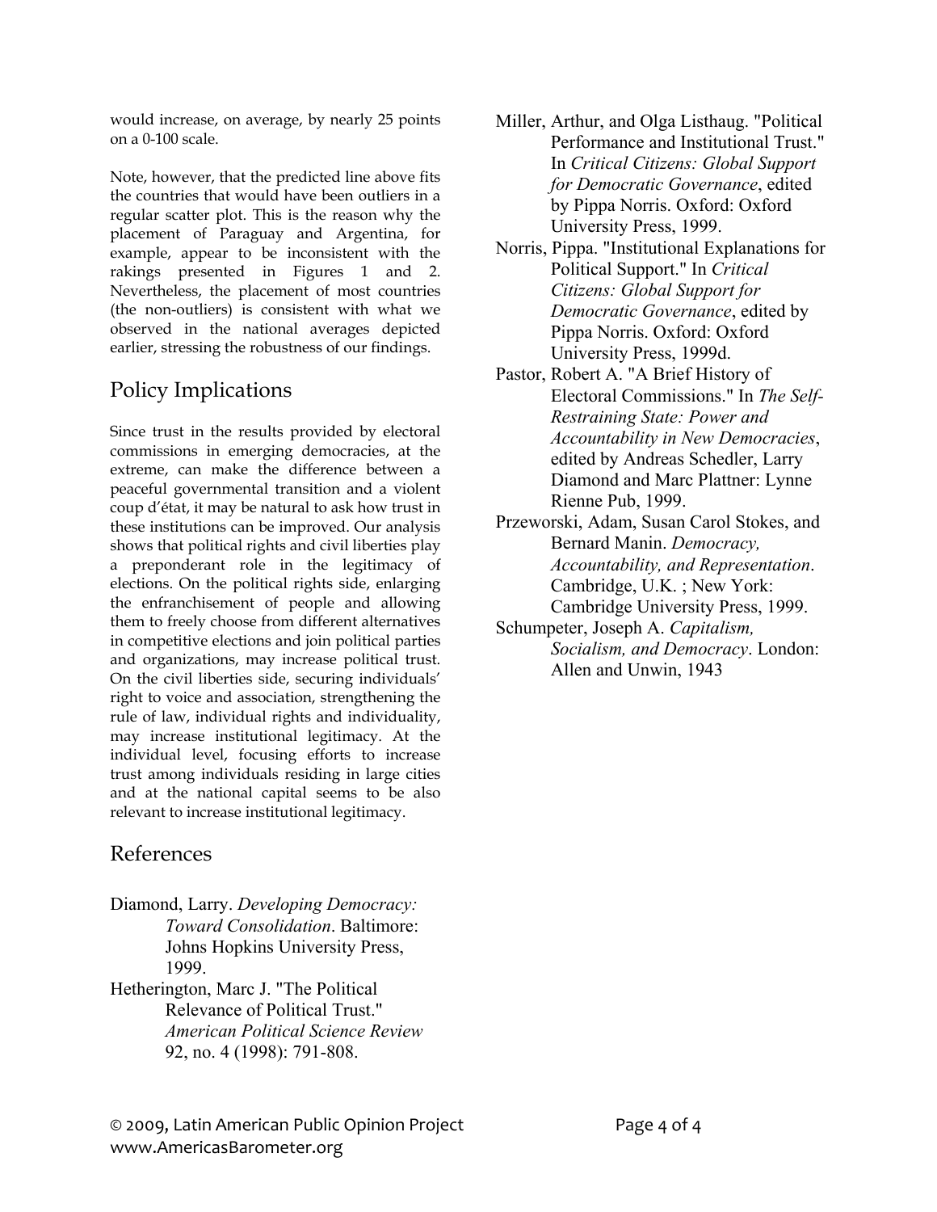would increase, on average, by nearly 25 points on a 0-100 scale.

Note, however, that the predicted line above fits the countries that would have been outliers in a regular scatter plot. This is the reason why the placement of Paraguay and Argentina, for example, appear to be inconsistent with the rakings presented in Figures 1 and 2. Nevertheless, the placement of most countries (the non-outliers) is consistent with what we observed in the national averages depicted earlier, stressing the robustness of our findings.

## Policy Implications

Since trust in the results provided by electoral commissions in emerging democracies, at the extreme, can make the difference between a peaceful governmental transition and a violent coup d'état, it may be natural to ask how trust in these institutions can be improved. Our analysis shows that political rights and civil liberties play a preponderant role in the legitimacy of elections. On the political rights side, enlarging the enfranchisement of people and allowing them to freely choose from different alternatives in competitive elections and join political parties and organizations, may increase political trust. On the civil liberties side, securing individuals' right to voice and association, strengthening the rule of law, individual rights and individuality, may increase institutional legitimacy. At the individual level, focusing efforts to increase trust among individuals residing in large cities and at the national capital seems to be also relevant to increase institutional legitimacy.

## References

Diamond, Larry. *Developing Democracy: Toward Consolidation*. Baltimore: Johns Hopkins University Press, 1999.

Hetherington, Marc J. "The Political Relevance of Political Trust." *American Political Science Review* 92, no. 4 (1998): 791-808.

Miller, Arthur, and Olga Listhaug. "Political Performance and Institutional Trust." In *Critical Citizens: Global Support for Democratic Governance*, edited by Pippa Norris. Oxford: Oxford University Press, 1999.

Norris, Pippa. "Institutional Explanations for Political Support." In *Critical Citizens: Global Support for Democratic Governance*, edited by Pippa Norris. Oxford: Oxford University Press, 1999d.

Pastor, Robert A. "A Brief History of Electoral Commissions." In *The Self-Restraining State: Power and Accountability in New Democracies*, edited by Andreas Schedler, Larry Diamond and Marc Plattner: Lynne Rienne Pub, 1999.

Przeworski, Adam, Susan Carol Stokes, and Bernard Manin. *Democracy, Accountability, and Representation*. Cambridge, U.K. ; New York: Cambridge University Press, 1999.

Schumpeter, Joseph A. *Capitalism, Socialism, and Democracy*. London: Allen and Unwin, 1943